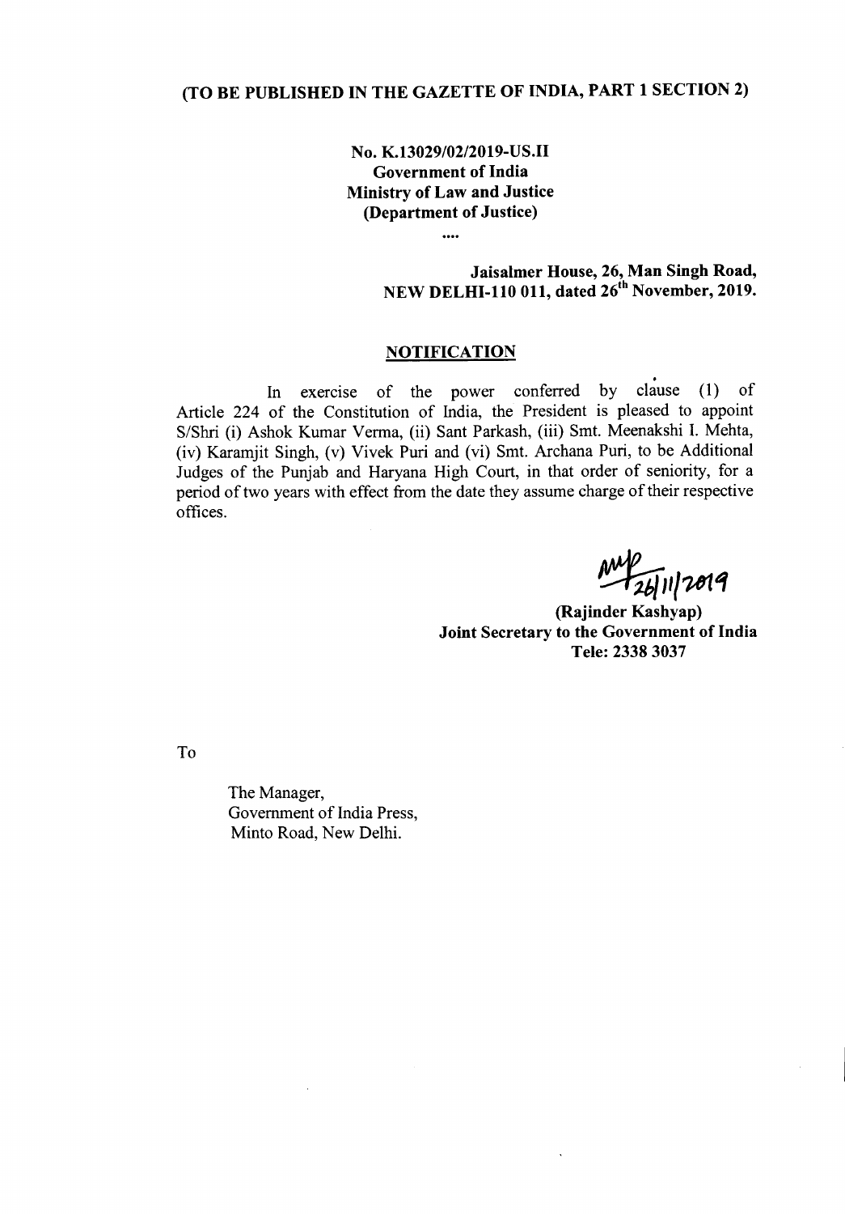**(TO BE PUBLISHED IN THE GAZETTE OF INDIA, PART 1 SECTION 2)**

**No. K.13029/02/2019-US.II**
**Government of India**
**Ministry of Law and Justice**
**(Department of Justice)**

....

**Jaisalmer House, 26, Man Singh Road,**
**NEW DELHI-110 011, dated 26th November, 2019.**

## NOTIFICATION

In exercise of the power conferred by clause (1) of Article 224 of the Constitution of India, the President is pleased to appoint S/Shri (i) Ashok Kumar Verma, (ii) Sant Parkash, (iii) Smt. Meenakshi I. Mehta, (iv) Karamjit Singh, (v) Vivek Puri and (vi) Smt. Archana Puri, to be Additional Judges of the Punjab and Haryana High Court, in that order of seniority, for a period of two years with effect from the date they assume charge of their respective offices.

26/11/2019

**(Rajinder Kashyap)**
**Joint Secretary to the Government of India**
**Tele: 2338 3037**

To

The Manager,
Government of India Press,
Minto Road, New Delhi.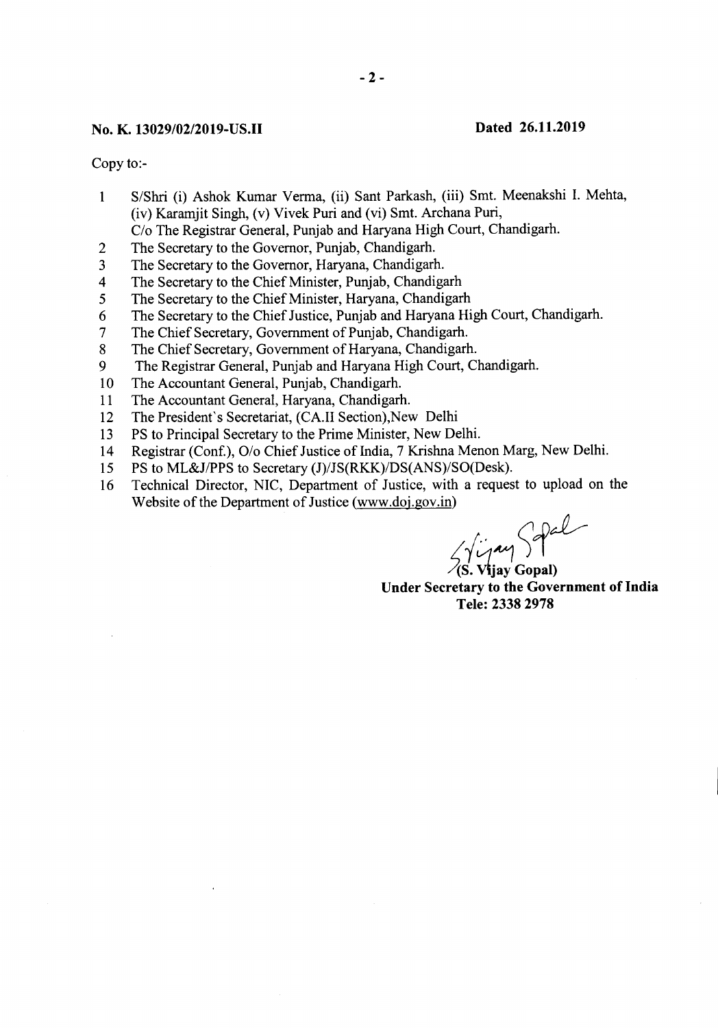**No. K. 13029/02/2019-US.II** **Dated 26.11.2019**

Copy to:-

1. S/Shri (i) Ashok Kumar Verma, (ii) Sant Parkash, (iii) Smt. Meenakshi I. Mehta, (iv) Karamjit Singh, (v) Vivek Puri and (vi) Smt. Archana Puri, C/o The Registrar General, Punjab and Haryana High Court, Chandigarh.
2. The Secretary to the Governor, Punjab, Chandigarh.
3. The Secretary to the Governor, Haryana, Chandigarh.
4. The Secretary to the Chief Minister, Punjab, Chandigarh
5. The Secretary to the Chief Minister, Haryana, Chandigarh
6. The Secretary to the Chief Justice, Punjab and Haryana High Court, Chandigarh.
7. The Chief Secretary, Government of Punjab, Chandigarh.
8. The Chief Secretary, Government of Haryana, Chandigarh.
9. The Registrar General, Punjab and Haryana High Court, Chandigarh.
10. The Accountant General, Punjab, Chandigarh.
11. The Accountant General, Haryana, Chandigarh.
12. The President`s Secretariat, (CA.II Section),New Delhi
13. PS to Principal Secretary to the Prime Minister, New Delhi.
14. Registrar (Conf.), O/o Chief Justice of India, 7 Krishna Menon Marg, New Delhi.
15. PS to ML&J/PPS to Secretary (J)/JS(RKK)/DS(ANS)/SO(Desk).
16. Technical Director, NIC, Department of Justice, with a request to upload on the Website of the Department of Justice (www.doj.gov.in)

**(S. Vijay Gopal)**
**Under Secretary to the Government of India**
**Tele: 2338 2978**